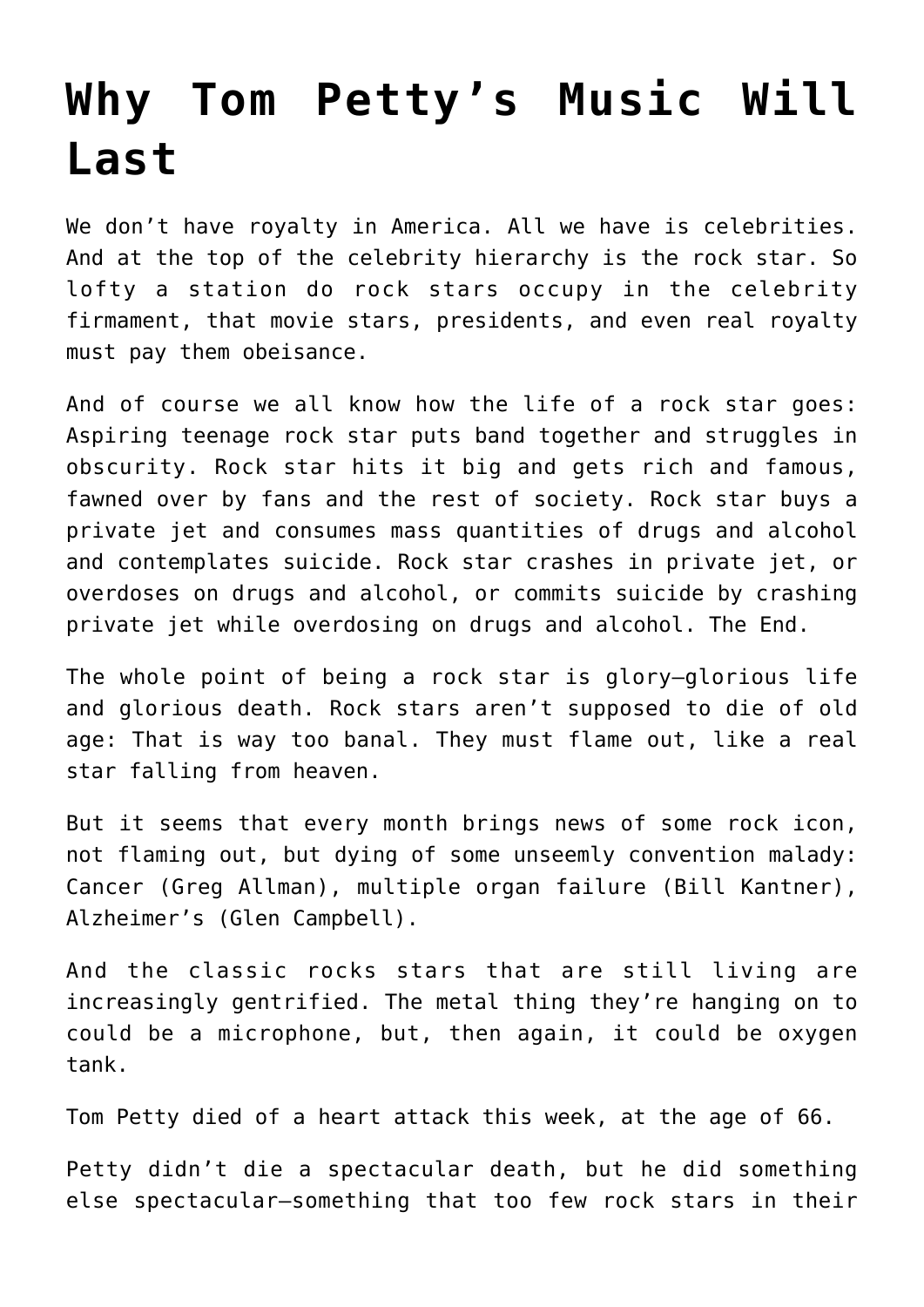# Why Tom Petty's Music Will Last

We don't have royalty in America. All we have is celebrities. And at the top of the celebrity hierarchy is the rock star. So lofty a station do rock stars occupy in the celebrity firmament, that movie stars, presidents, and even real royalty must pay them obeisance.

And of course we all know how the life of a rock star goes: Aspiring teenage rock star puts band together and struggles in obscurity. Rock star hits it big and gets rich and famous, fawned over by fans and the rest of society. Rock star buys a private jet and consumes mass quantities of drugs and alcohol and contemplates suicide. Rock star crashes in private jet, or overdoses on drugs and alcohol, or commits suicide by crashing private jet while overdosing on drugs and alcohol. The End.

The whole point of being a rock star is glory—glorious life and glorious death. Rock stars aren't supposed to die of old age: That is way too banal. They must flame out, like a real star falling from heaven.

But it seems that every month brings news of some rock icon, not flaming out, but dying of some unseemly convention malady: Cancer (Greg Allman), multiple organ failure (Bill Kantner), Alzheimer's (Glen Campbell).

And the classic rocks stars that are still living are increasingly gentrified. The metal thing they're hanging on to could be a microphone, but, then again, it could be oxygen tank.

Tom Petty died of a heart attack this week, at the age of 66.

Petty didn't die a spectacular death, but he did something else spectacular—something that too few rock stars in their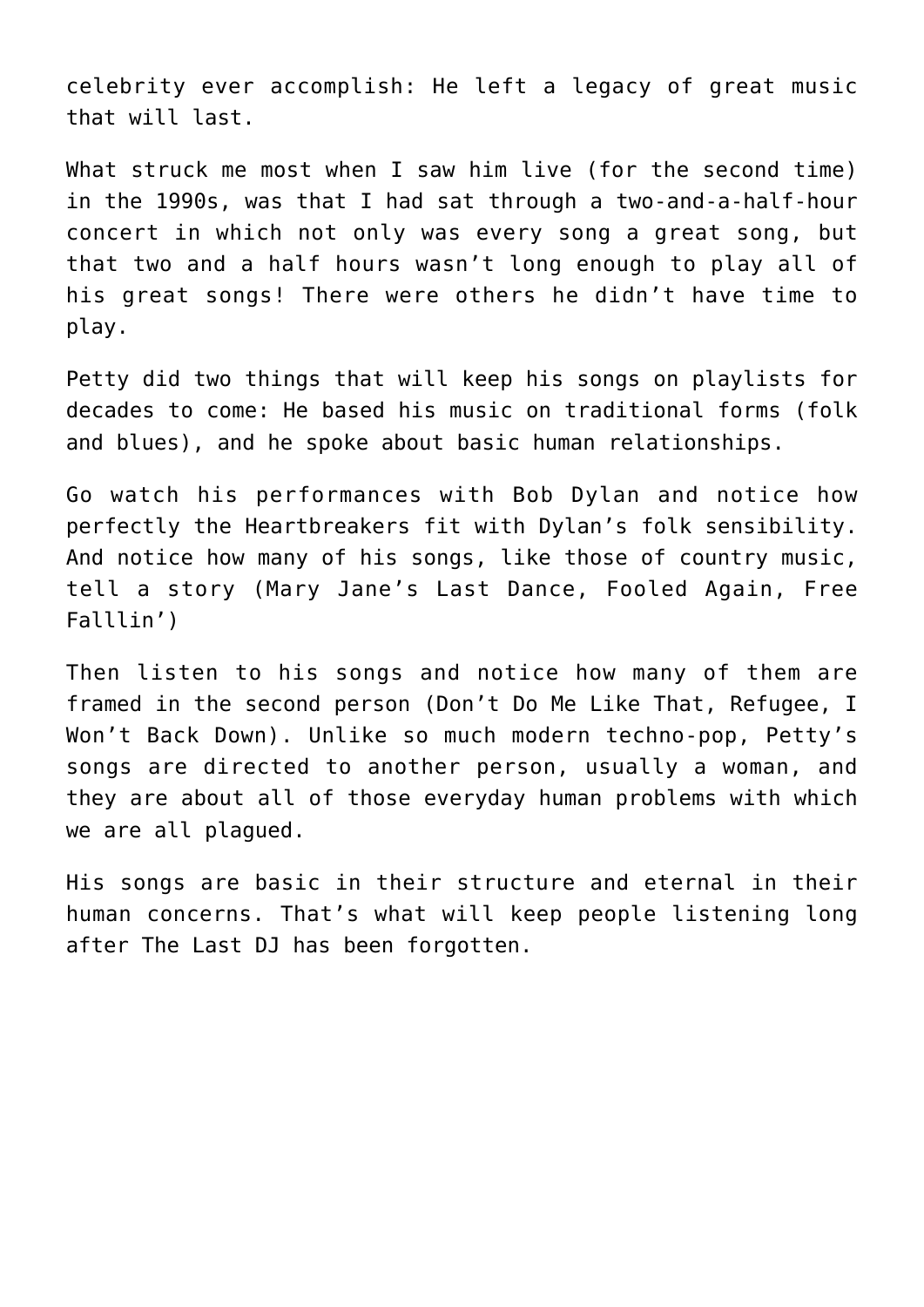celebrity ever accomplish: He left a legacy of great music that will last.

What struck me most when I saw him live (for the second time) in the 1990s, was that I had sat through a two-and-a-half-hour concert in which not only was every song a great song, but that two and a half hours wasn't long enough to play all of his great songs! There were others he didn't have time to play.

Petty did two things that will keep his songs on playlists for decades to come: He based his music on traditional forms (folk and blues), and he spoke about basic human relationships.

Go watch his performances with Bob Dylan and notice how perfectly the Heartbreakers fit with Dylan's folk sensibility. And notice how many of his songs, like those of country music, tell a story (Mary Jane's Last Dance, Fooled Again, Free Falllin')

Then listen to his songs and notice how many of them are framed in the second person (Don't Do Me Like That, Refugee, I Won't Back Down). Unlike so much modern techno-pop, Petty's songs are directed to another person, usually a woman, and they are about all of those everyday human problems with which we are all plagued.

His songs are basic in their structure and eternal in their human concerns. That's what will keep people listening long after The Last DJ has been forgotten.